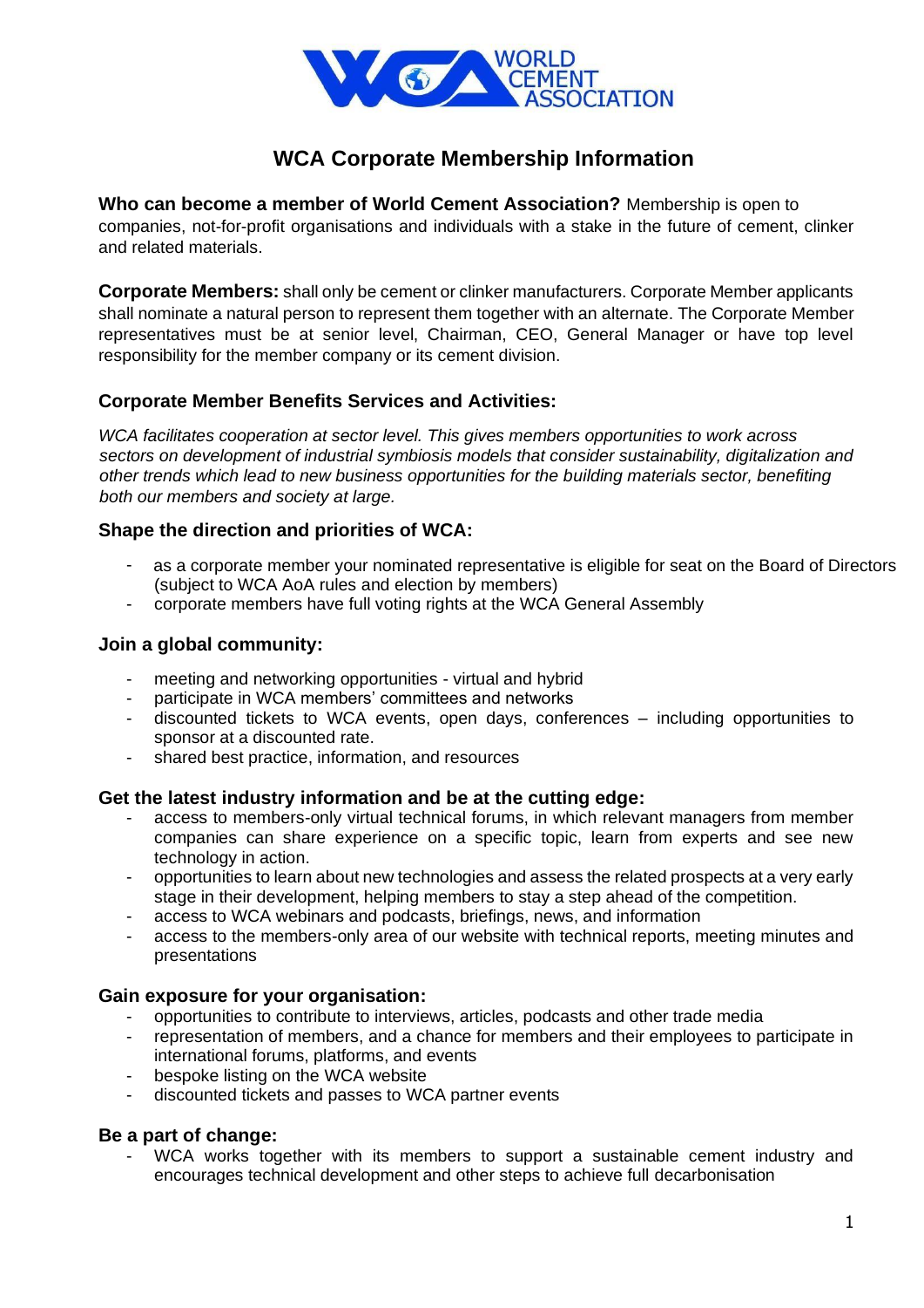# WCA Corporate Membership Information

**Who can become a member of World Cement Association?** Membership is open to companies, not-for-profit organisations and individuals with a stake in the future of cement, clinker and related materials.

**Corporate Members:** shall only be cement or clinker manufacturers. Corporate Member applicants shall nominate a natural person to represent them together with an alternate. The Corporate Member representatives must be at senior level, Chairman, CEO, General Manager or have top level responsibility for the member company or its cement division.

### Corporate Member Benefits Services and Activities:

*WCA facilitates cooperation at sector level. This gives members opportunities to work across sectors on development of industrial symbiosis models that consider sustainability, digitalization and other trends which lead to new business opportunities for the building materials sector, benefiting both our members and society at large.*

### Shape the direction and priorities of WCA:

- as a corporate member your nominated representative is eligible for seat on the Board of Directors (subject to WCA AoA rules and election by members)
- corporate members have full voting rights at the WCA General Assembly

### Join a global community:

- meeting and networking opportunities - virtual and hybrid
- participate in WCA members' committees and networks
- discounted tickets to WCA events, open days, conferences – including opportunities to sponsor at a discounted rate.
- shared best practice, information, and resources

### Get the latest industry information and be at the cutting edge:

- access to members-only virtual technical forums, in which relevant managers from member companies can share experience on a specific topic, learn from experts and see new technology in action.
- opportunities to learn about new technologies and assess the related prospects at a very early stage in their development, helping members to stay a step ahead of the competition.
- access to WCA webinars and podcasts, briefings, news, and information
- access to the members-only area of our website with technical reports, meeting minutes and presentations

### Gain exposure for your organisation:

- opportunities to contribute to interviews, articles, podcasts and other trade media
- representation of members, and a chance for members and their employees to participate in international forums, platforms, and events
- bespoke listing on the WCA website
- discounted tickets and passes to WCA partner events

### Be a part of change:

- WCA works together with its members to support a sustainable cement industry and encourages technical development and other steps to achieve full decarbonisation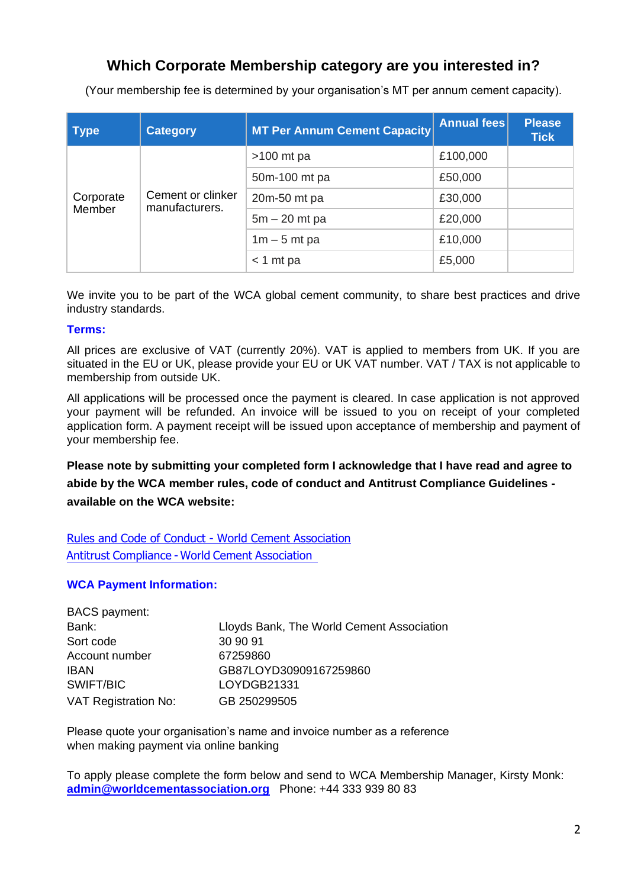## Which Corporate Membership category are you interested in?

(Your membership fee is determined by your organisation's MT per annum cement capacity).

| Type | Category | MT Per Annum Cement Capacity | Annual fees | Please Tick |
|---|---|---|---|---|
| Corporate Member | Cement or clinker manufacturers. | >100 mt pa | £100,000 | |
| | | 50m-100 mt pa | £50,000 | |
| | | 20m-50 mt pa | £30,000 | |
| | | 5m – 20 mt pa | £20,000 | |
| | | 1m – 5 mt pa | £10,000 | |
| | | < 1 mt pa | £5,000 | |

We invite you to be part of the WCA global cement community, to share best practices and drive industry standards.

**Terms:**

All prices are exclusive of VAT (currently 20%). VAT is applied to members from UK. If you are situated in the EU or UK, please provide your EU or UK VAT number. VAT / TAX is not applicable to membership from outside UK.

All applications will be processed once the payment is cleared. In case application is not approved your payment will be refunded. An invoice will be issued to you on receipt of your completed application form. A payment receipt will be issued upon acceptance of membership and payment of your membership fee.

**Please note by submitting your completed form I acknowledge that I have read and agree to abide by the WCA member rules, code of conduct and Antitrust Compliance Guidelines - available on the WCA website:**

Rules and Code of Conduct - World Cement Association
Antitrust Compliance - World Cement Association

**WCA Payment Information:**

BACS payment:

| | |
|---|---|
| Bank: | Lloyds Bank, The World Cement Association |
| Sort code | 30 90 91 |
| Account number | 67259860 |
| IBAN | GB87LOYD30909167259860 |
| SWIFT/BIC | LOYDGB21331 |
| VAT Registration No: | GB 250299505 |

Please quote your organisation's name and invoice number as a reference when making payment via online banking

To apply please complete the form below and send to WCA Membership Manager, Kirsty Monk: **admin@worldcementassociation.org** Phone: +44 333 939 80 83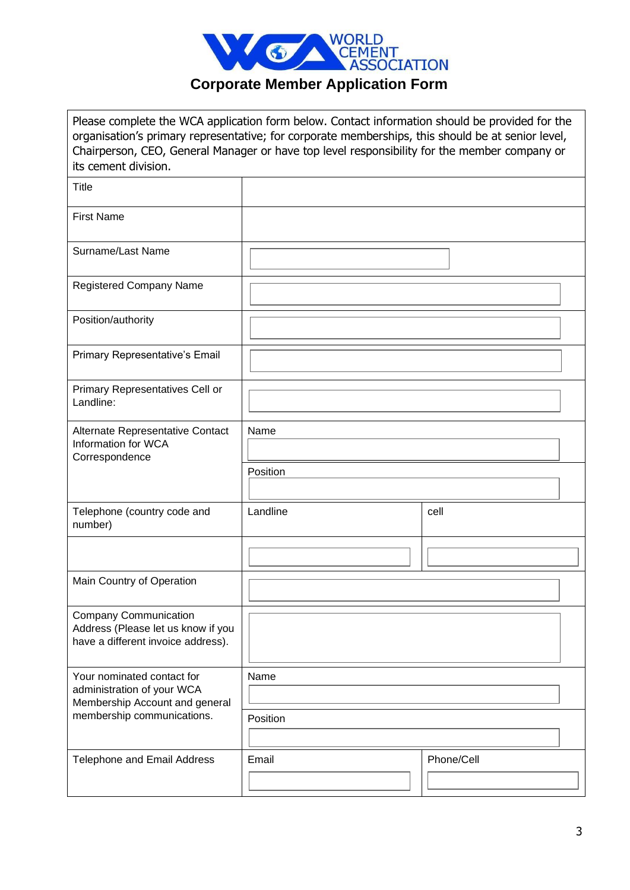WORLD CEMENT ASSOCIATION

# Corporate Member Application Form

| Please complete the WCA application form below. Contact information should be provided for the organisation's primary representative; for corporate memberships, this should be at senior level, Chairperson, CEO, General Manager or have top level responsibility for the member company or its cement division. | | |
|---|---|---|
| Title | | |
| First Name | | |
| Surname/Last Name | | |
| Registered Company Name | | |
| Position/authority | | |
| Primary Representative's Email | | |
| Primary Representatives Cell or Landline: | | |
| Alternate Representative Contact Information for WCA Correspondence | Name | |
| | Position | |
| Telephone (country code and number) | Landline | cell |
| | | |
| Main Country of Operation | | |
| Company Communication Address (Please let us know if you have a different invoice address). | | |
| Your nominated contact for administration of your WCA Membership Account and general membership communications. | Name | |
| | Position | |
| Telephone and Email Address | Email | Phone/Cell |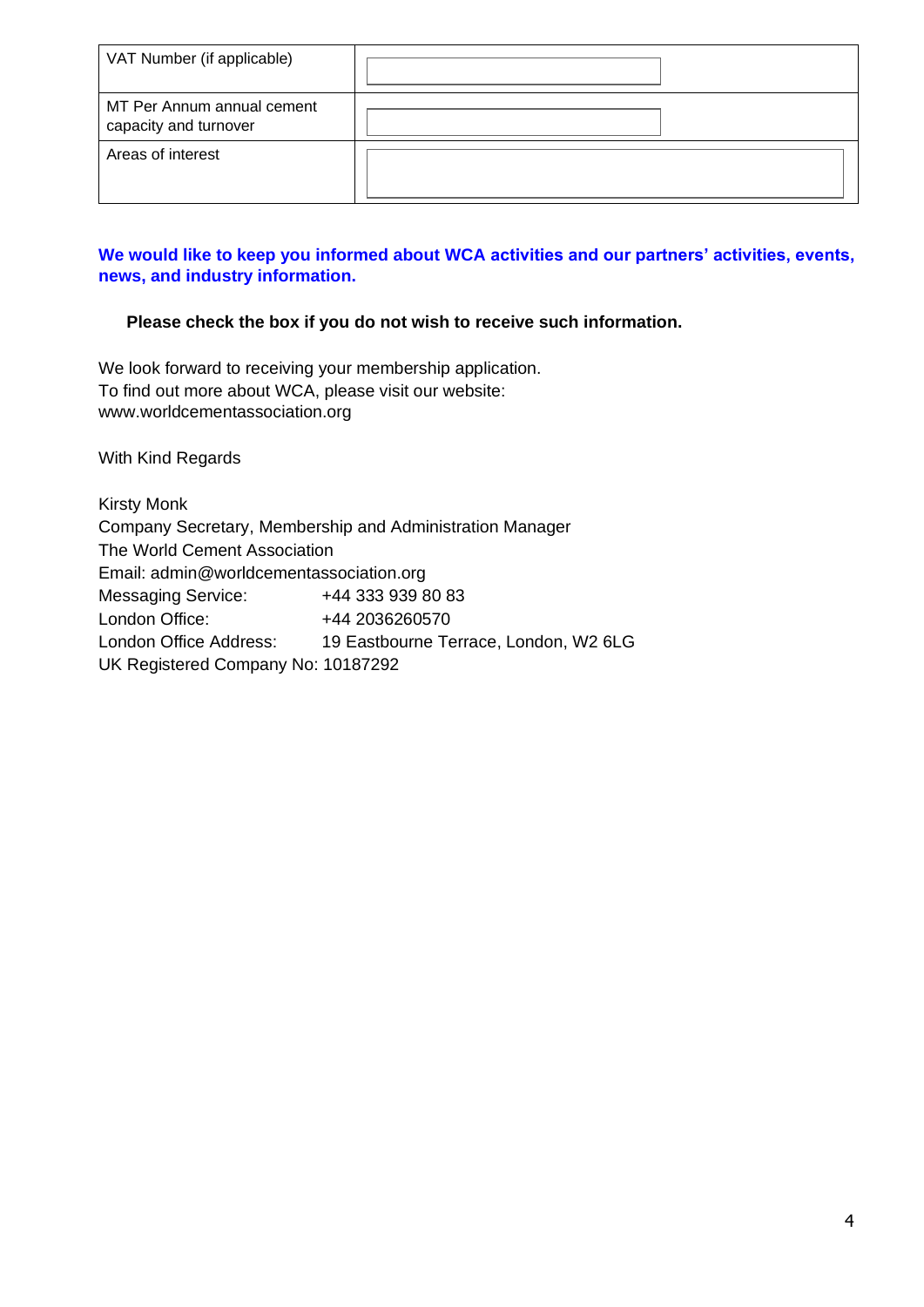| | |
|---|---|
| VAT Number (if applicable) | |
| MT Per Annum annual cement capacity and turnover | |
| Areas of interest | |

**We would like to keep you informed about WCA activities and our partners' activities, events, news, and industry information.**

**Please check the box if you do not wish to receive such information.**

We look forward to receiving your membership application.
To find out more about WCA, please visit our website:
www.worldcementassociation.org

With Kind Regards

Kirsty Monk
Company Secretary, Membership and Administration Manager
The World Cement Association
Email: admin@worldcementassociation.org
Messaging Service: +44 333 939 80 83
London Office: +44 2036260570
London Office Address: 19 Eastbourne Terrace, London, W2 6LG
UK Registered Company No: 10187292